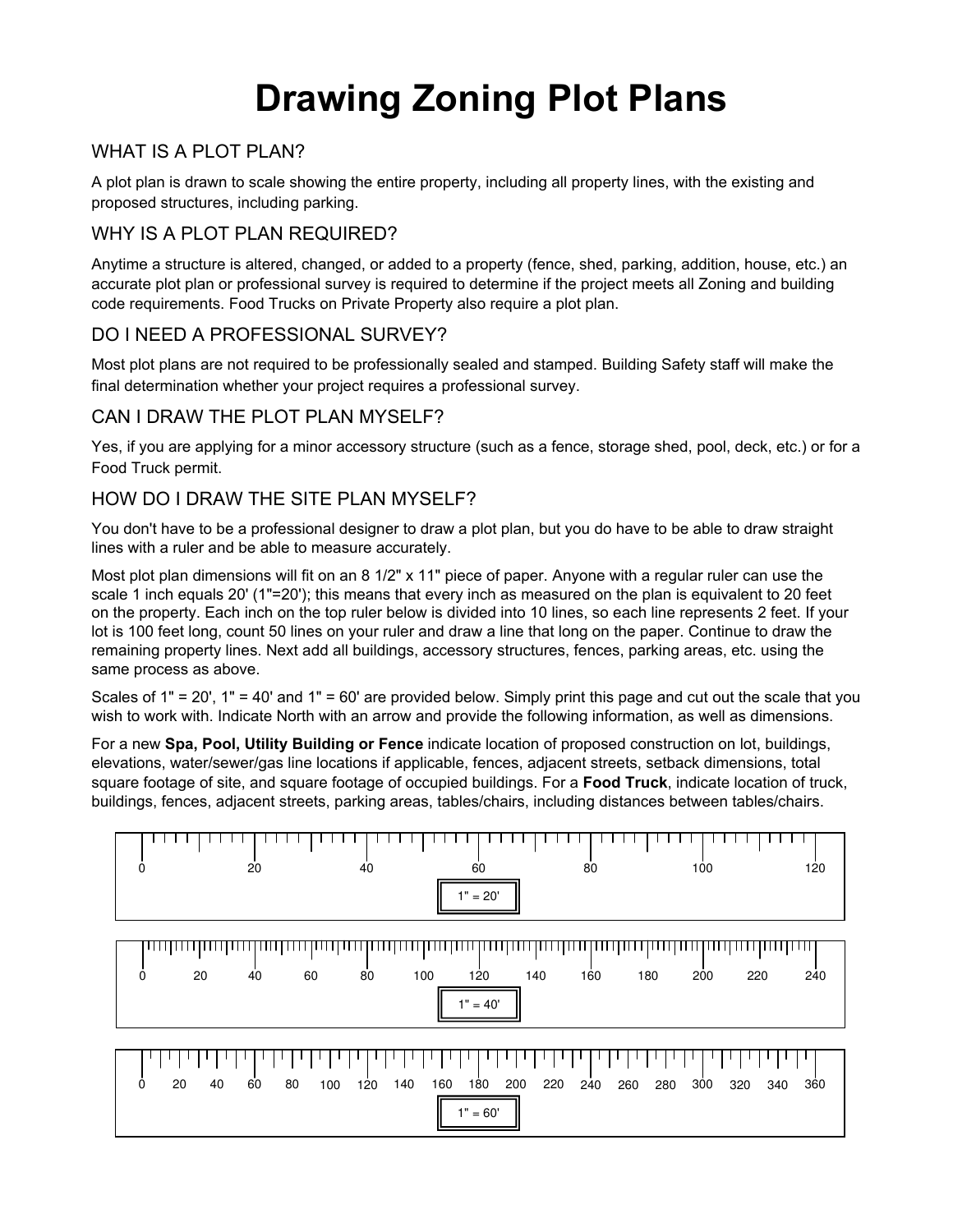# Drawing Zoning Plot Plans

## WHAT IS A PLOT PLAN?

A plot plan is drawn to scale showing the entire property, including all property lines, with the existing and proposed structures, including parking.

## WHY IS A PLOT PLAN REQUIRED?

Anytime a structure is altered, changed, or added to a property (fence, shed, parking, addition, house, etc.) an accurate plot plan or professional survey is required to determine if the project meets all Zoning and building code requirements. Food Trucks on Private Property also require a plot plan.

## DO I NEED A PROFESSIONAL SURVEY?

Most plot plans are not required to be professionally sealed and stamped. Building Safety staff will make the final determination whether your project requires a professional survey.

## CAN I DRAW THE PLOT PLAN MYSELF?

Yes, if you are applying for a minor accessory structure (such as a fence, storage shed, pool, deck, etc.) or for a Food Truck permit.

## HOW DO I DRAW THE SITE PLAN MYSELF?

You don't have to be a professional designer to draw a plot plan, but you do have to be able to draw straight lines with a ruler and be able to measure accurately.

Most plot plan dimensions will fit on an 8 1/2" x 11" piece of paper. Anyone with a regular ruler can use the scale 1 inch equals 20' (1"=20'); this means that every inch as measured on the plan is equivalent to 20 feet on the property. Each inch on the top ruler below is divided into 10 lines, so each line represents 2 feet. If your lot is 100 feet long, count 50 lines on your ruler and draw a line that long on the paper. Continue to draw the remaining property lines. Next add all buildings, accessory structures, fences, parking areas, etc. using the same process as above.

Scales of 1" = 20', 1" = 40' and 1" = 60' are provided below. Simply print this page and cut out the scale that you wish to work with. Indicate North with an arrow and provide the following information, as well as dimensions.

For a new **Spa, Pool, Utility Building or Fence** indicate location of proposed construction on lot, buildings, elevations, water/sewer/gas line locations if applicable, fences, adjacent streets, setback dimensions, total square footage of site, and square footage of occupied buildings. For a **Food Truck**, indicate location of truck, buildings, fences, adjacent streets, parking areas, tables/chairs, including distances between tables/chairs.

0 20 40 60 80 100 120

1" = 20'

0 20 40 60 80 100 120 140 160 180 200 220 240

1" = 40'

0 20 40 60 80 100 120 140 160 180 200 220 240 260 280 300 320 340 360

1" = 60'